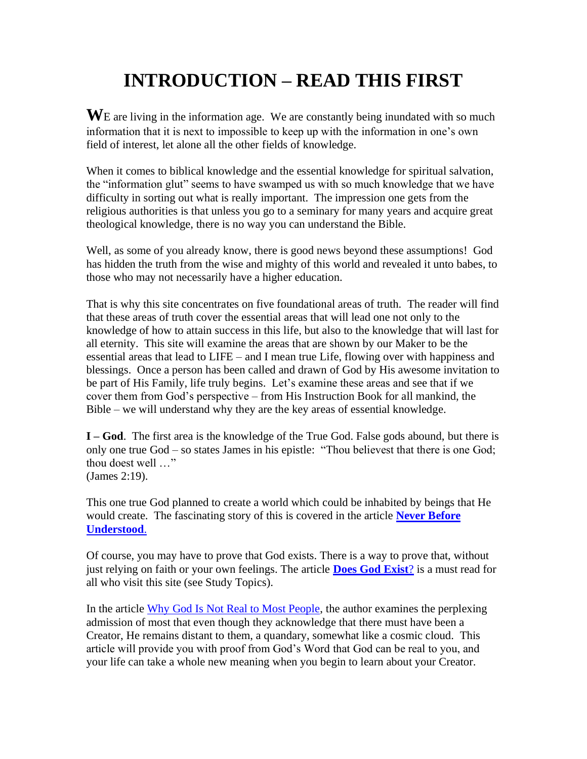# INTRODUCTION – READ THIS FIRST

**W**E are living in the information age. We are constantly being inundated with so much information that it is next to impossible to keep up with the information in one's own field of interest, let alone all the other fields of knowledge.

When it comes to biblical knowledge and the essential knowledge for spiritual salvation, the "information glut" seems to have swamped us with so much knowledge that we have difficulty in sorting out what is really important. The impression one gets from the religious authorities is that unless you go to a seminary for many years and acquire great theological knowledge, there is no way you can understand the Bible.

Well, as some of you already know, there is good news beyond these assumptions! God has hidden the truth from the wise and mighty of this world and revealed it unto babes, to those who may not necessarily have a higher education.

That is why this site concentrates on five foundational areas of truth. The reader will find that these areas of truth cover the essential areas that will lead one not only to the knowledge of how to attain success in this life, but also to the knowledge that will last for all eternity. This site will examine the areas that are shown by our Maker to be the essential areas that lead to LIFE – and I mean true Life, flowing over with happiness and blessings. Once a person has been called and drawn of God by His awesome invitation to be part of His Family, life truly begins. Let's examine these areas and see that if we cover them from God's perspective – from His Instruction Book for all mankind, the Bible – we will understand why they are the key areas of essential knowledge.

**I – God**. The first area is the knowledge of the True God. False gods abound, but there is only one true God – so states James in his epistle: "Thou believest that there is one God; thou doest well …"
(James 2:19).

This one true God planned to create a world which could be inhabited by beings that He would create. The fascinating story of this is covered in the article **Never Before Understood**.

Of course, you may have to prove that God exists. There is a way to prove that, without just relying on faith or your own feelings. The article **Does God Exist?** is a must read for all who visit this site (see Study Topics).

In the article Why God Is Not Real to Most People, the author examines the perplexing admission of most that even though they acknowledge that there must have been a Creator, He remains distant to them, a quandary, somewhat like a cosmic cloud. This article will provide you with proof from God's Word that God can be real to you, and your life can take a whole new meaning when you begin to learn about your Creator.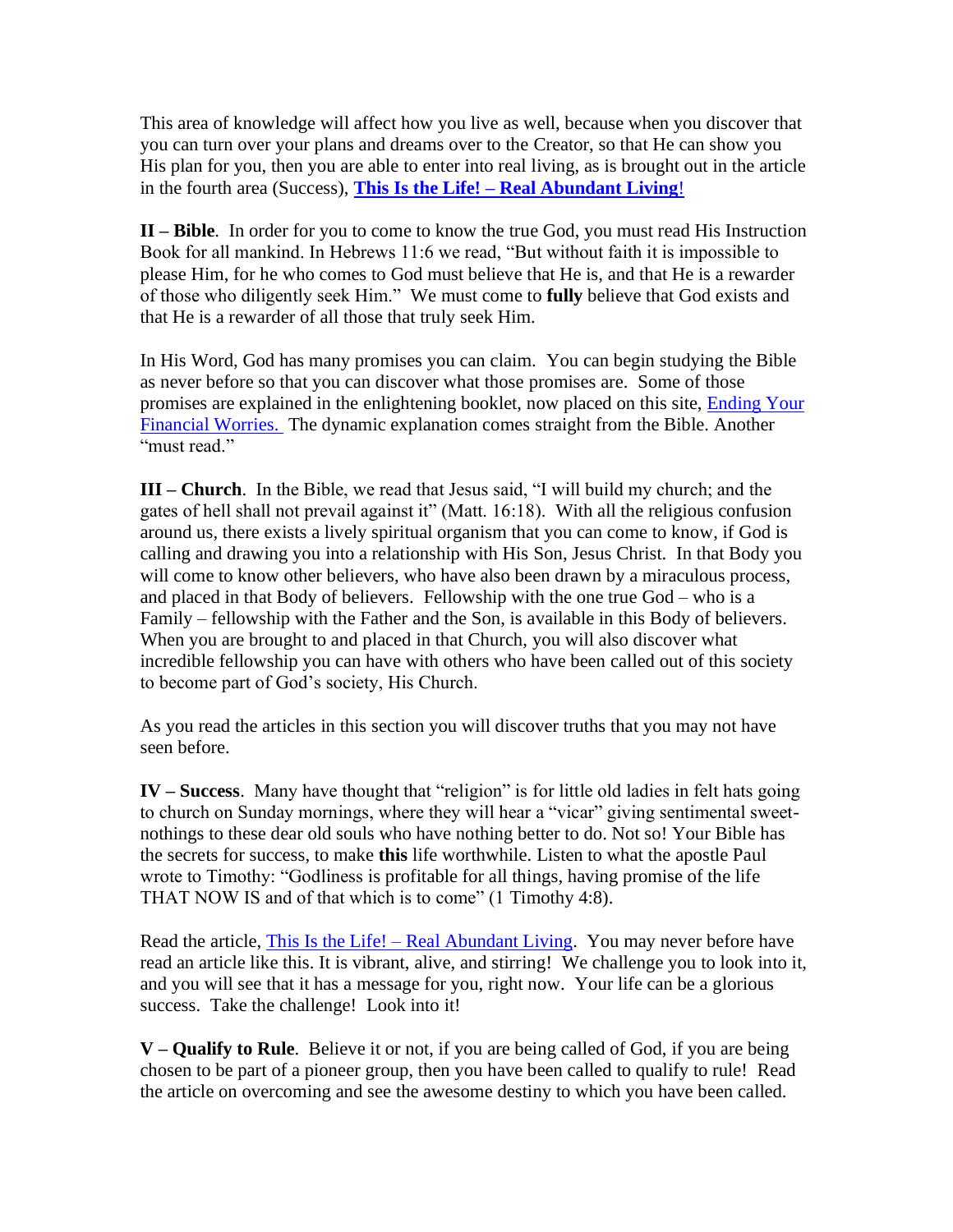This area of knowledge will affect how you live as well, because when you discover that you can turn over your plans and dreams over to the Creator, so that He can show you His plan for you, then you are able to enter into real living, as is brought out in the article in the fourth area (Success), **This Is the Life! – Real Abundant Living!**

**II – Bible**. In order for you to come to know the true God, you must read His Instruction Book for all mankind. In Hebrews 11:6 we read, "But without faith it is impossible to please Him, for he who comes to God must believe that He is, and that He is a rewarder of those who diligently seek Him." We must come to **fully** believe that God exists and that He is a rewarder of all those that truly seek Him.

In His Word, God has many promises you can claim. You can begin studying the Bible as never before so that you can discover what those promises are. Some of those promises are explained in the enlightening booklet, now placed on this site, Ending Your Financial Worries. The dynamic explanation comes straight from the Bible. Another "must read."

**III – Church**. In the Bible, we read that Jesus said, "I will build my church; and the gates of hell shall not prevail against it" (Matt. 16:18). With all the religious confusion around us, there exists a lively spiritual organism that you can come to know, if God is calling and drawing you into a relationship with His Son, Jesus Christ. In that Body you will come to know other believers, who have also been drawn by a miraculous process, and placed in that Body of believers. Fellowship with the one true God – who is a Family – fellowship with the Father and the Son, is available in this Body of believers. When you are brought to and placed in that Church, you will also discover what incredible fellowship you can have with others who have been called out of this society to become part of God's society, His Church.

As you read the articles in this section you will discover truths that you may not have seen before.

**IV – Success**. Many have thought that "religion" is for little old ladies in felt hats going to church on Sunday mornings, where they will hear a "vicar" giving sentimental sweet-nothings to these dear old souls who have nothing better to do. Not so! Your Bible has the secrets for success, to make **this** life worthwhile. Listen to what the apostle Paul wrote to Timothy: "Godliness is profitable for all things, having promise of the life THAT NOW IS and of that which is to come" (1 Timothy 4:8).

Read the article, This Is the Life! – Real Abundant Living. You may never before have read an article like this. It is vibrant, alive, and stirring! We challenge you to look into it, and you will see that it has a message for you, right now. Your life can be a glorious success. Take the challenge! Look into it!

**V – Qualify to Rule**. Believe it or not, if you are being called of God, if you are being chosen to be part of a pioneer group, then you have been called to qualify to rule! Read the article on overcoming and see the awesome destiny to which you have been called.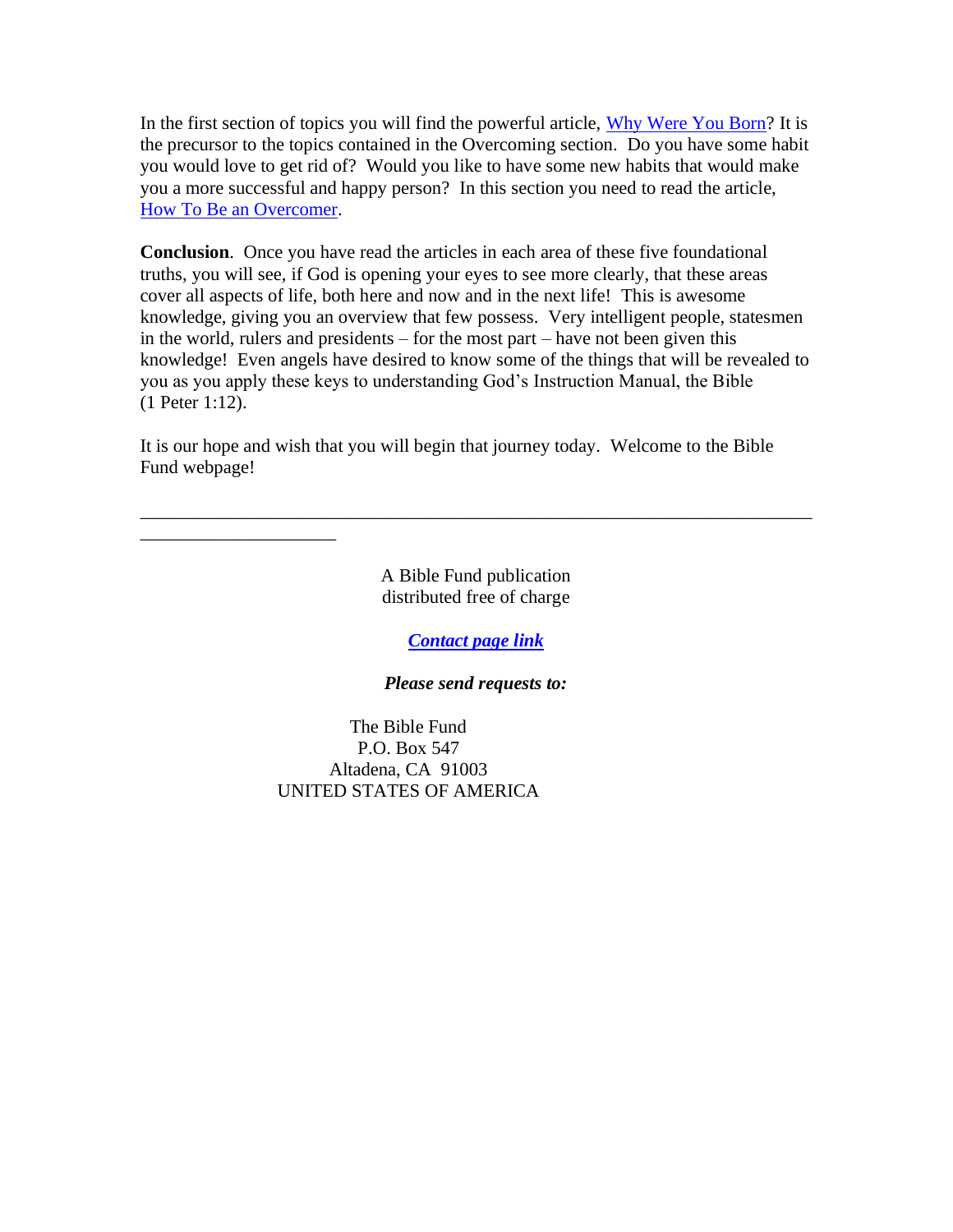In the first section of topics you will find the powerful article, Why Were You Born? It is the precursor to the topics contained in the Overcoming section. Do you have some habit you would love to get rid of? Would you like to have some new habits that would make you a more successful and happy person? In this section you need to read the article, How To Be an Overcomer.

**Conclusion**. Once you have read the articles in each area of these five foundational truths, you will see, if God is opening your eyes to see more clearly, that these areas cover all aspects of life, both here and now and in the next life! This is awesome knowledge, giving you an overview that few possess. Very intelligent people, statesmen in the world, rulers and presidents – for the most part – have not been given this knowledge! Even angels have desired to know some of the things that will be revealed to you as you apply these keys to understanding God's Instruction Manual, the Bible (1 Peter 1:12).

It is our hope and wish that you will begin that journey today. Welcome to the Bible Fund webpage!

---

A Bible Fund publication
distributed free of charge

***Contact page link***

***Please send requests to:***

The Bible Fund
P.O. Box 547
Altadena, CA 91003
UNITED STATES OF AMERICA